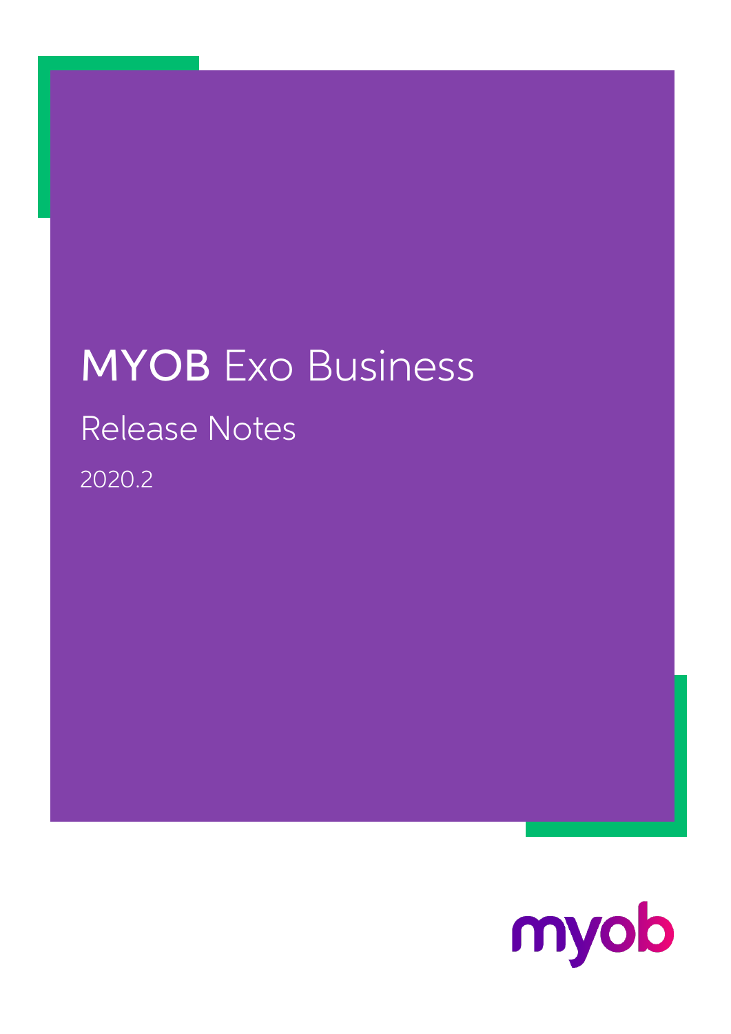# MYOB Exo Business

## Release Notes

2020.2

myob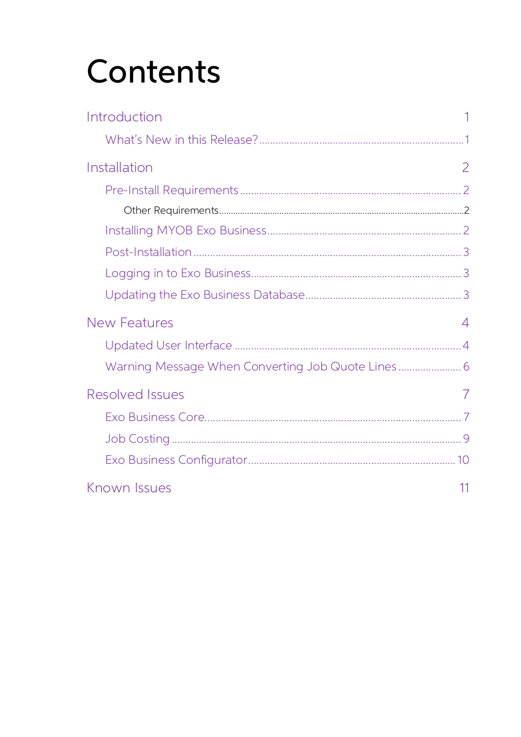# Contents

- Introduction ............ 1
  - What's New in this Release? ............ 1
- Installation ............ 2
  - Pre-Install Requirements ............ 2
    - Other Requirements ............ 2
  - Installing MYOB Exo Business ............ 2
  - Post-Installation ............ 3
  - Logging in to Exo Business ............ 3
  - Updating the Exo Business Database ............ 3
- New Features ............ 4
  - Updated User Interface ............ 4
  - Warning Message When Converting Job Quote Lines ............ 6
- Resolved Issues ............ 7
  - Exo Business Core ............ 7
  - Job Costing ............ 9
  - Exo Business Configurator ............ 10
- Known Issues ............ 11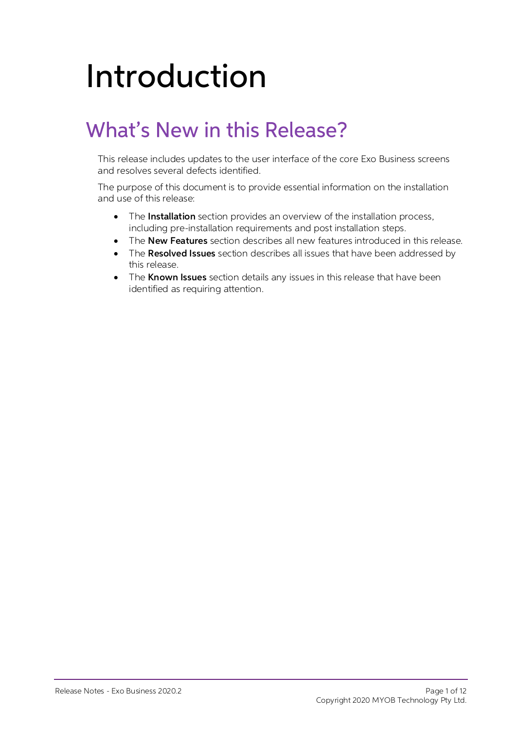# Introduction

## What's New in this Release?

This release includes updates to the user interface of the core Exo Business screens and resolves several defects identified.

The purpose of this document is to provide essential information on the installation and use of this release:

- The **Installation** section provides an overview of the installation process, including pre-installation requirements and post installation steps.
- The **New Features** section describes all new features introduced in this release.
- The **Resolved Issues** section describes all issues that have been addressed by this release.
- The **Known Issues** section details any issues in this release that have been identified as requiring attention.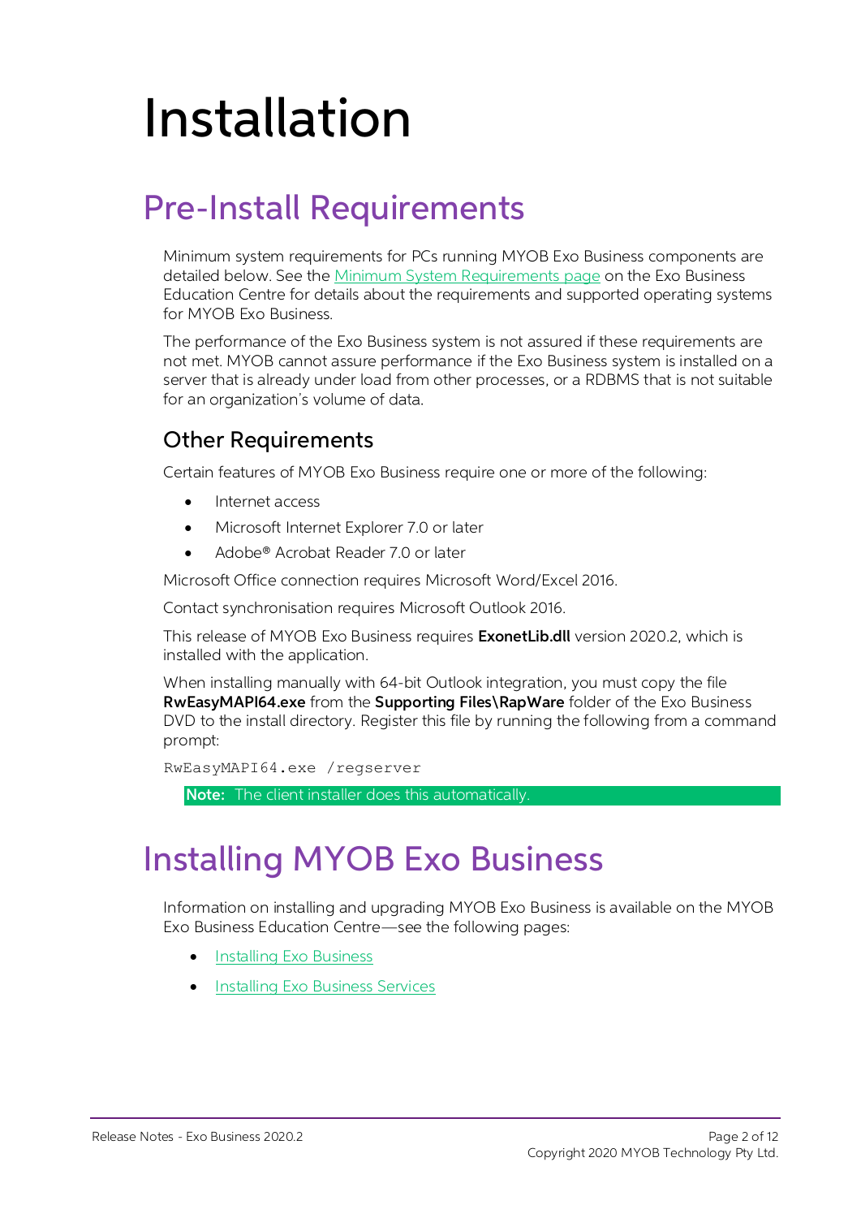# Installation

## Pre-Install Requirements

Minimum system requirements for PCs running MYOB Exo Business components are detailed below. See the [Minimum System Requirements page]() on the Exo Business Education Centre for details about the requirements and supported operating systems for MYOB Exo Business.

The performance of the Exo Business system is not assured if these requirements are not met. MYOB cannot assure performance if the Exo Business system is installed on a server that is already under load from other processes, or a RDBMS that is not suitable for an organization's volume of data.

### Other Requirements

Certain features of MYOB Exo Business require one or more of the following:

- Internet access
- Microsoft Internet Explorer 7.0 or later
- Adobe® Acrobat Reader 7.0 or later

Microsoft Office connection requires Microsoft Word/Excel 2016.

Contact synchronisation requires Microsoft Outlook 2016.

This release of MYOB Exo Business requires **ExonetLib.dll** version 2020.2, which is installed with the application.

When installing manually with 64-bit Outlook integration, you must copy the file **RwEasyMAPI64.exe** from the **Supporting Files\RapWare** folder of the Exo Business DVD to the install directory. Register this file by running the following from a command prompt:

```
RwEasyMAPI64.exe /regserver
```

**Note:** The client installer does this automatically.

## Installing MYOB Exo Business

Information on installing and upgrading MYOB Exo Business is available on the MYOB Exo Business Education Centre—see the following pages:

- [Installing Exo Business]()
- [Installing Exo Business Services]()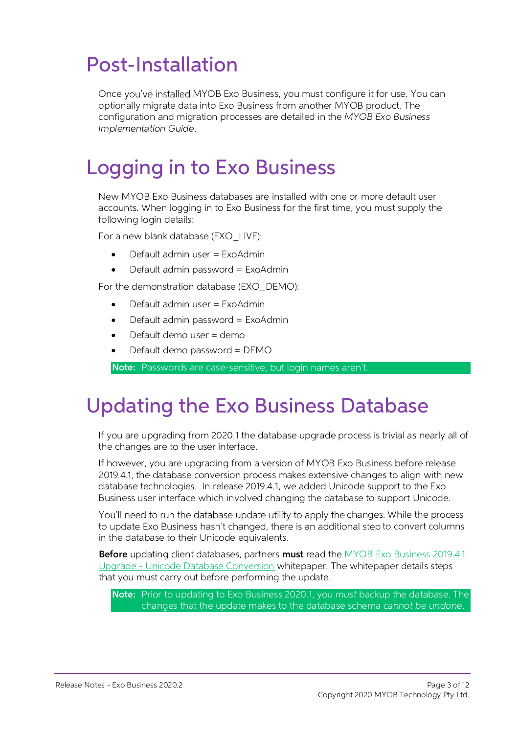# Post-Installation

Once you've installed MYOB Exo Business, you must configure it for use. You can optionally migrate data into Exo Business from another MYOB product. The configuration and migration processes are detailed in the *MYOB Exo Business Implementation Guide*.

# Logging in to Exo Business

New MYOB Exo Business databases are installed with one or more default user accounts. When logging in to Exo Business for the first time, you must supply the following login details:

For a new blank database (EXO_LIVE):

- Default admin user = ExoAdmin
- Default admin password = ExoAdmin

For the demonstration database (EXO_DEMO):

- Default admin user = ExoAdmin
- Default admin password = ExoAdmin
- Default demo user = demo
- Default demo password = DEMO

**Note:** Passwords are case-sensitive, but login names aren't.

# Updating the Exo Business Database

If you are upgrading from 2020.1 the database upgrade process is trivial as nearly all of the changes are to the user interface.

If however, you are upgrading from a version of MYOB Exo Business before release 2019.4.1, the database conversion process makes extensive changes to align with new database technologies. In release 2019.4.1, we added Unicode support to the Exo Business user interface which involved changing the database to support Unicode.

You'll need to run the database update utility to apply the changes. While the process to update Exo Business hasn't changed, there is an additional step to convert columns in the database to their Unicode equivalents.

**Before** updating client databases, partners **must** read the MYOB Exo Business 2019.4.1 Upgrade - Unicode Database Conversion whitepaper. The whitepaper details steps that you must carry out before performing the update.

**Note:** Prior to updating to Exo Business 2020.1, you *must* backup the database. The changes that the update makes to the database schema *cannot be undone*.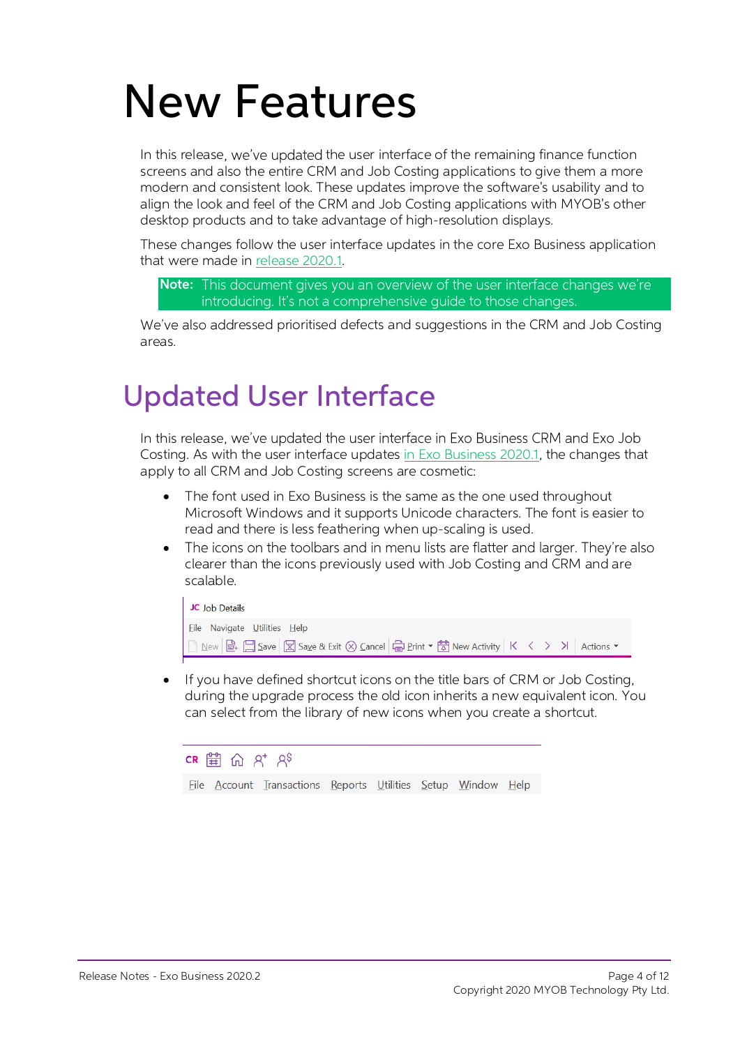# New Features

In this release, we've updated the user interface of the remaining finance function screens and also the entire CRM and Job Costing applications to give them a more modern and consistent look. These updates improve the software's usability and to align the look and feel of the CRM and Job Costing applications with MYOB's other desktop products and to take advantage of high-resolution displays.

These changes follow the user interface updates in the core Exo Business application that were made in release 2020.1.

**Note:** This document gives you an overview of the user interface changes we're introducing. It's not a comprehensive guide to those changes.

We've also addressed prioritised defects and suggestions in the CRM and Job Costing areas.

## Updated User Interface

In this release, we've updated the user interface in Exo Business CRM and Exo Job Costing. As with the user interface updates in Exo Business 2020.1, the changes that apply to all CRM and Job Costing screens are cosmetic:

- The font used in Exo Business is the same as the one used throughout Microsoft Windows and it supports Unicode characters. The font is easier to read and there is less feathering when up-scaling is used.
- The icons on the toolbars and in menu lists are flatter and larger. They're also clearer than the icons previously used with Job Costing and CRM and are scalable.

- If you have defined shortcut icons on the title bars of CRM or Job Costing, during the upgrade process the old icon inherits a new equivalent icon. You can select from the library of new icons when you create a shortcut.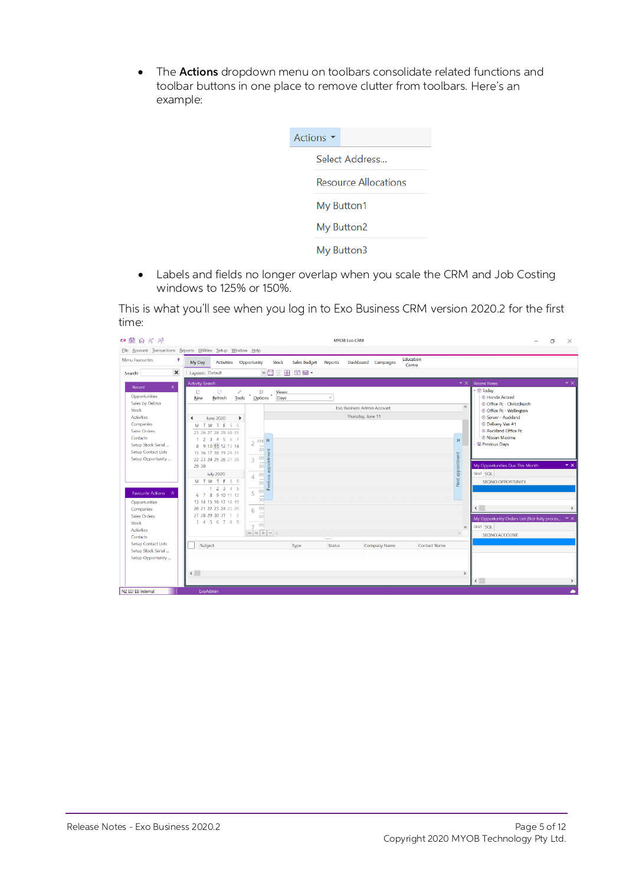- The **Actions** dropdown menu on toolbars consolidate related functions and toolbar buttons in one place to remove clutter from toolbars. Here's an example:

- Labels and fields no longer overlap when you scale the CRM and Job Costing windows to 125% or 150%.

This is what you'll see when you log in to Exo Business CRM version 2020.2 for the first time: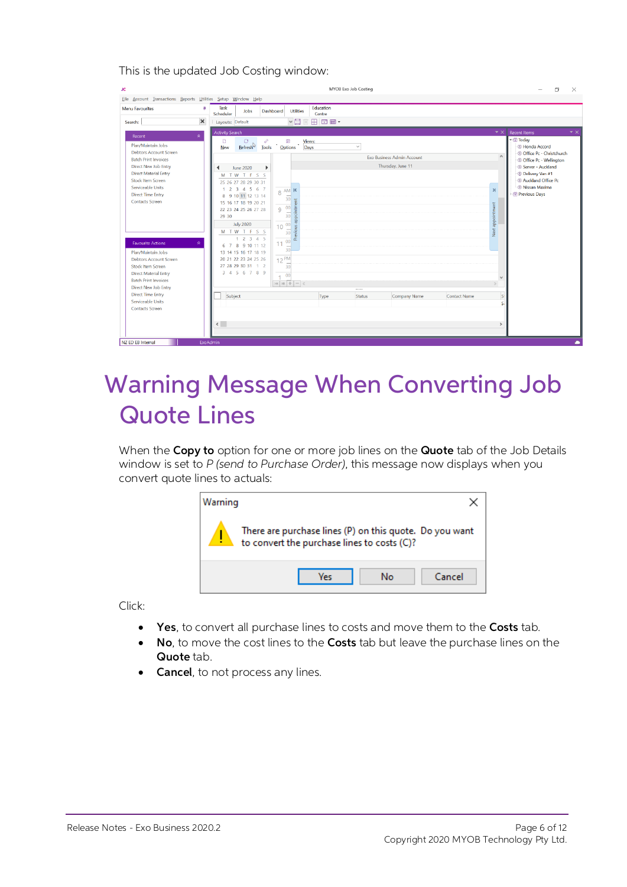This is the updated Job Costing window:

# Warning Message When Converting Job Quote Lines

When the **Copy to** option for one or more job lines on the **Quote** tab of the Job Details window is set to *P (send to Purchase Order)*, this message now displays when you convert quote lines to actuals:

Click:

- **Yes**, to convert all purchase lines to costs and move them to the **Costs** tab.
- **No**, to move the cost lines to the **Costs** tab but leave the purchase lines on the **Quote** tab.
- **Cancel**, to not process any lines.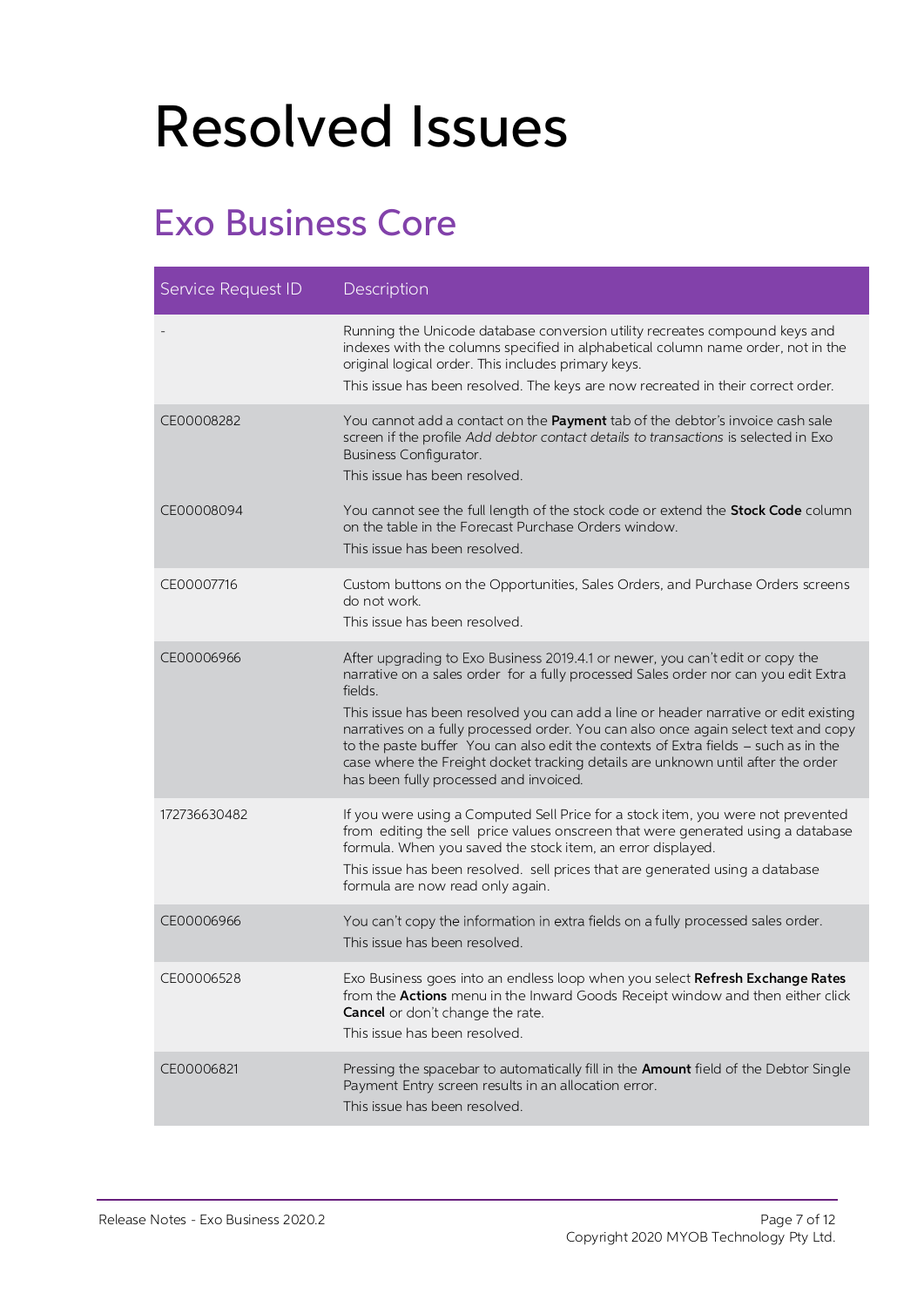# Resolved Issues

## Exo Business Core

| Service Request ID | Description |
| --- | --- |
| - | Running the Unicode database conversion utility recreates compound keys and indexes with the columns specified in alphabetical column name order, not in the original logical order. This includes primary keys.<br>This issue has been resolved. The keys are now recreated in their correct order. |
| CE00008282 | You cannot add a contact on the **Payment** tab of the debtor's invoice cash sale screen if the profile *Add debtor contact details to transactions* is selected in Exo Business Configurator.<br>This issue has been resolved. |
| CE00008094 | You cannot see the full length of the stock code or extend the **Stock Code** column on the table in the Forecast Purchase Orders window.<br>This issue has been resolved. |
| CE00007716 | Custom buttons on the Opportunities, Sales Orders, and Purchase Orders screens do not work.<br>This issue has been resolved. |
| CE00006966 | After upgrading to Exo Business 2019.4.1 or newer, you can't edit or copy the narrative on a sales order for a fully processed Sales order nor can you edit Extra fields.<br>This issue has been resolved you can add a line or header narrative or edit existing narratives on a fully processed order. You can also once again select text and copy to the paste buffer You can also edit the contexts of Extra fields – such as in the case where the Freight docket tracking details are unknown until after the order has been fully processed and invoiced. |
| 172736630482 | If you were using a Computed Sell Price for a stock item, you were not prevented from editing the sell price values onscreen that were generated using a database formula. When you saved the stock item, an error displayed.<br>This issue has been resolved. sell prices that are generated using a database formula are now read only again. |
| CE00006966 | You can't copy the information in extra fields on a fully processed sales order.<br>This issue has been resolved. |
| CE00006528 | Exo Business goes into an endless loop when you select **Refresh Exchange Rates** from the **Actions** menu in the Inward Goods Receipt window and then either click **Cancel** or don't change the rate.<br>This issue has been resolved. |
| CE00006821 | Pressing the spacebar to automatically fill in the **Amount** field of the Debtor Single Payment Entry screen results in an allocation error.<br>This issue has been resolved. |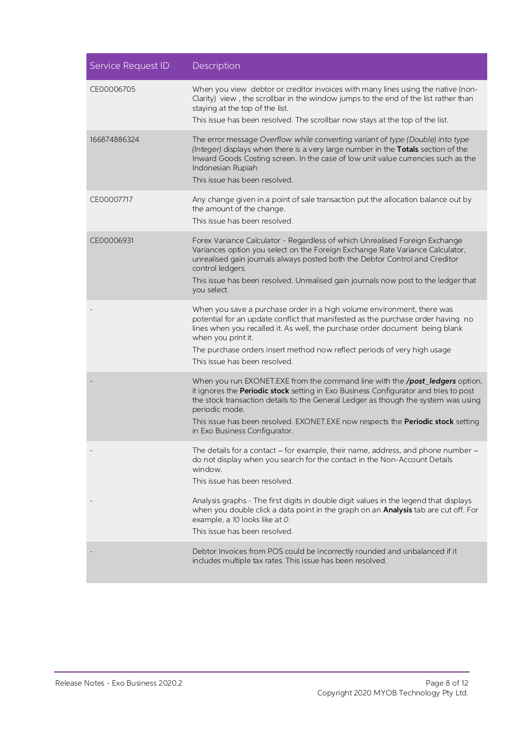| Service Request ID | Description |
|---|---|
| CE00006705 | When you view debtor or creditor invoices with many lines using the native (non-Clarity) view , the scrollbar in the window jumps to the end of the list rather than staying at the top of the list.<br>This issue has been resolved. The scrollbar now stays at the top of the list. |
| 166874886324 | The error message *Overflow while converting variant of type (Double) into type (Integer)* displays when there is a very large number in the **Totals** section of the Inward Goods Costing screen. In the case of low unit value currencies such as the Indonesian Rupiah<br>This issue has been resolved. |
| CE00007717 | Any change given in a point of sale transaction put the allocation balance out by the amount of the change.<br>This issue has been resolved. |
| CE00006931 | Forex Variance Calculator - Regardless of which Unrealised Foreign Exchange Variances option you select on the Foreign Exchange Rate Variance Calculator, unrealised gain journals always posted both the Debtor Control and Creditor control ledgers.<br>This issue has been resolved. Unrealised gain journals now post to the ledger that you select. |
| - | When you save a purchase order in a high volume environment, there was potential for an update conflict that manifested as the purchase order having no lines when you recalled it. As well, the purchase order document being blank when you print it.<br>The purchase orders insert method now reflect periods of very high usage<br>This issue has been resolved. |
| - | When you run EXONET.EXE from the command line with the ***/post_ledgers*** option, it ignores the **Periodic stock** setting in Exo Business Configurator and tries to post the stock transaction details to the General Ledger as though the system was using periodic mode.<br>This issue has been resolved. EXONET.EXE now respects the **Periodic stock** setting in Exo Business Configurator. |
| - | The details for a contact – for example, their name, address, and phone number – do not display when you search for the contact in the Non-Account Details window.<br>This issue has been resolved. |
| - | Analysis graphs - The first digits in double digit values in the legend that displays when you double click a data point in the graph on an **Analysis** tab are cut off. For example, a *10* looks like at *0*.<br>This issue has been resolved. |
| - | Debtor Invoices from POS could be incorrectly rounded and unbalanced if it includes multiple tax rates. This issue has been resolved. |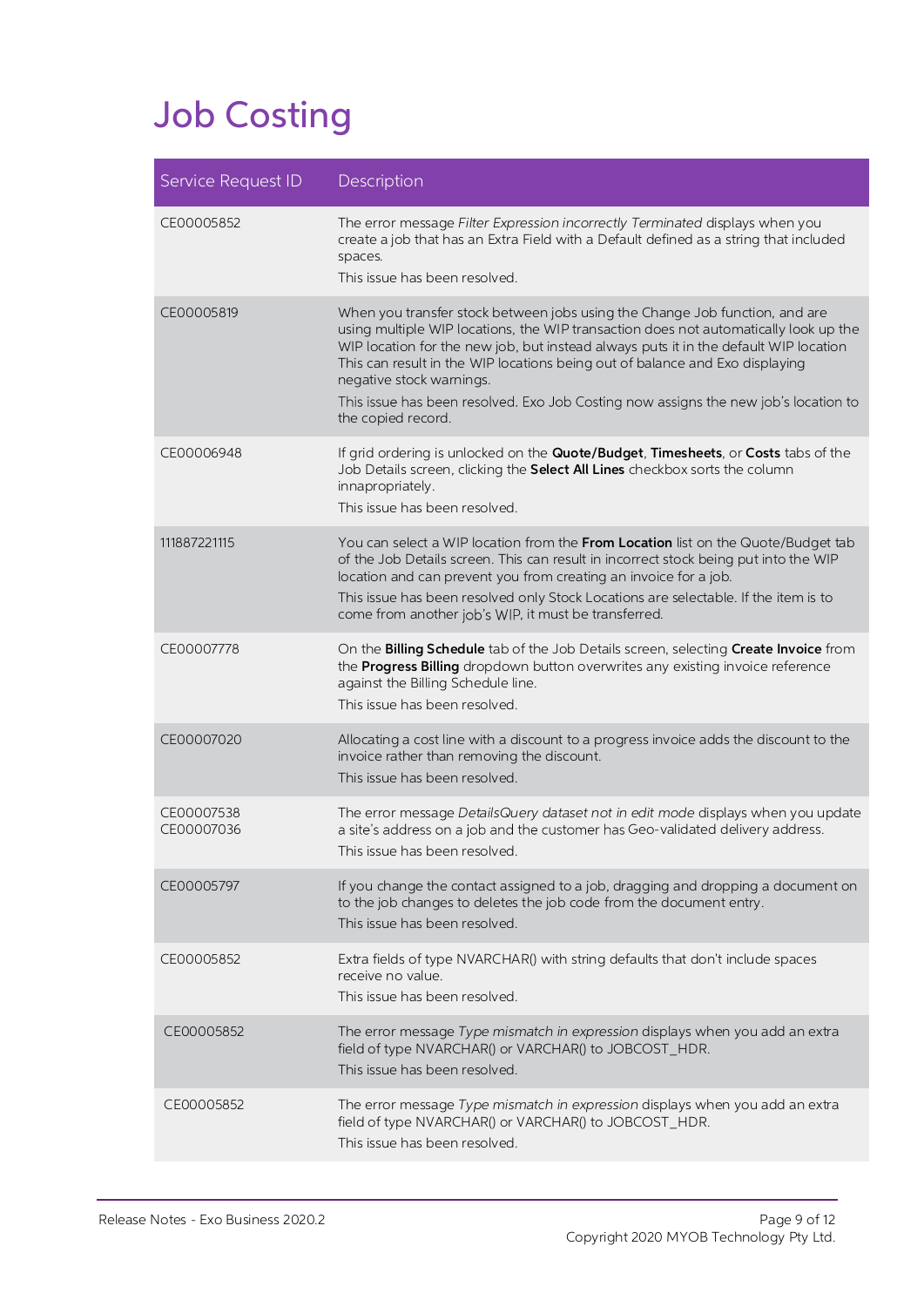# Job Costing

| Service Request ID | Description |
|---|---|
| CE00005852 | The error message *Filter Expression incorrectly Terminated* displays when you create a job that has an Extra Field with a Default defined as a string that included spaces.<br>This issue has been resolved. |
| CE00005819 | When you transfer stock between jobs using the Change Job function, and are using multiple WIP locations, the WIP transaction does not automatically look up the WIP location for the new job, but instead always puts it in the default WIP location This can result in the WIP locations being out of balance and Exo displaying negative stock warnings.<br>This issue has been resolved. Exo Job Costing now assigns the new job's location to the copied record. |
| CE00006948 | If grid ordering is unlocked on the **Quote/Budget**, **Timesheets**, or **Costs** tabs of the Job Details screen, clicking the **Select All Lines** checkbox sorts the column innapropriately.<br>This issue has been resolved. |
| 111887221115 | You can select a WIP location from the **From Location** list on the Quote/Budget tab of the Job Details screen. This can result in incorrect stock being put into the WIP location and can prevent you from creating an invoice for a job.<br>This issue has been resolved only Stock Locations are selectable. If the item is to come from another job's WIP, it must be transferred. |
| CE00007778 | On the **Billing Schedule** tab of the Job Details screen, selecting **Create Invoice** from the **Progress Billing** dropdown button overwrites any existing invoice reference against the Billing Schedule line.<br>This issue has been resolved. |
| CE00007020 | Allocating a cost line with a discount to a progress invoice adds the discount to the invoice rather than removing the discount.<br>This issue has been resolved. |
| CE00007538<br>CE00007036 | The error message *DetailsQuery dataset not in edit mode* displays when you update a site's address on a job and the customer has Geo-validated delivery address.<br>This issue has been resolved. |
| CE00005797 | If you change the contact assigned to a job, dragging and dropping a document on to the job changes to deletes the job code from the document entry.<br>This issue has been resolved. |
| CE00005852 | Extra fields of type NVARCHAR() with string defaults that don't include spaces receive no value.<br>This issue has been resolved. |
| CE00005852 | The error message *Type mismatch in expression* displays when you add an extra field of type NVARCHAR() or VARCHAR() to JOBCOST_HDR.<br>This issue has been resolved. |
| CE00005852 | The error message *Type mismatch in expression* displays when you add an extra field of type NVARCHAR() or VARCHAR() to JOBCOST_HDR.<br>This issue has been resolved. |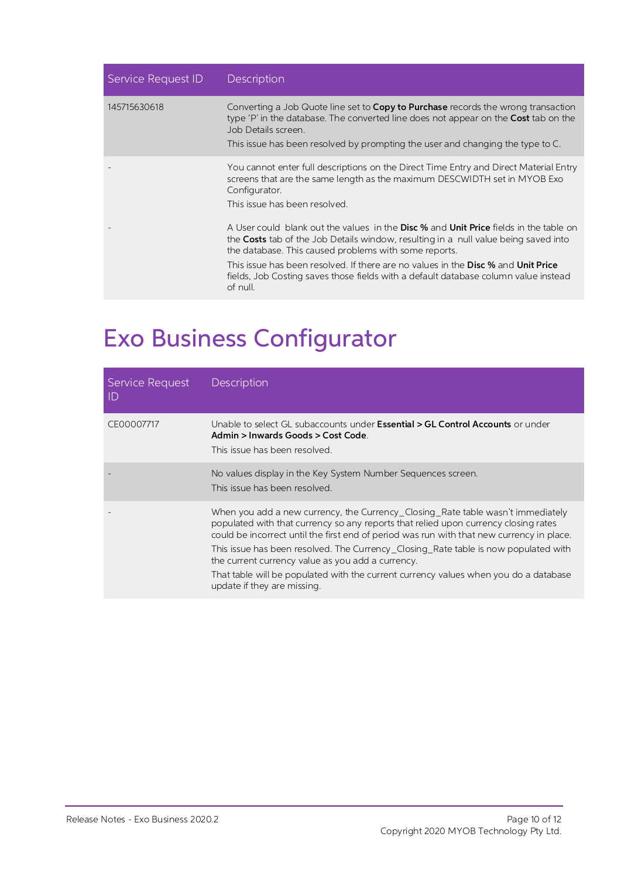| Service Request ID | Description |
|---|---|
| 145715630618 | Converting a Job Quote line set to **Copy to Purchase** records the wrong transaction type 'P' in the database. The converted line does not appear on the **Cost** tab on the Job Details screen.<br>This issue has been resolved by prompting the user and changing the type to C. |
| - | You cannot enter full descriptions on the Direct Time Entry and Direct Material Entry screens that are the same length as the maximum DESCWIDTH set in MYOB Exo Configurator.<br>This issue has been resolved. |
| - | A User could blank out the values in the **Disc %** and **Unit Price** fields in the table on the **Costs** tab of the Job Details window, resulting in a null value being saved into the database. This caused problems with some reports.<br>This issue has been resolved. If there are no values in the **Disc %** and **Unit Price** fields, Job Costing saves those fields with a default database column value instead of null. |

# Exo Business Configurator

| Service Request ID | Description |
|---|---|
| CE00007717 | Unable to select GL subaccounts under **Essential > GL Control Accounts** or under **Admin > Inwards Goods > Cost Code**.<br>This issue has been resolved. |
| - | No values display in the Key System Number Sequences screen.<br>This issue has been resolved. |
| - | When you add a new currency, the Currency_Closing_Rate table wasn't immediately populated with that currency so any reports that relied upon currency closing rates could be incorrect until the first end of period was run with that new currency in place.<br>This issue has been resolved. The Currency_Closing_Rate table is now populated with the current currency value as you add a currency.<br>That table will be populated with the current currency values when you do a database update if they are missing. |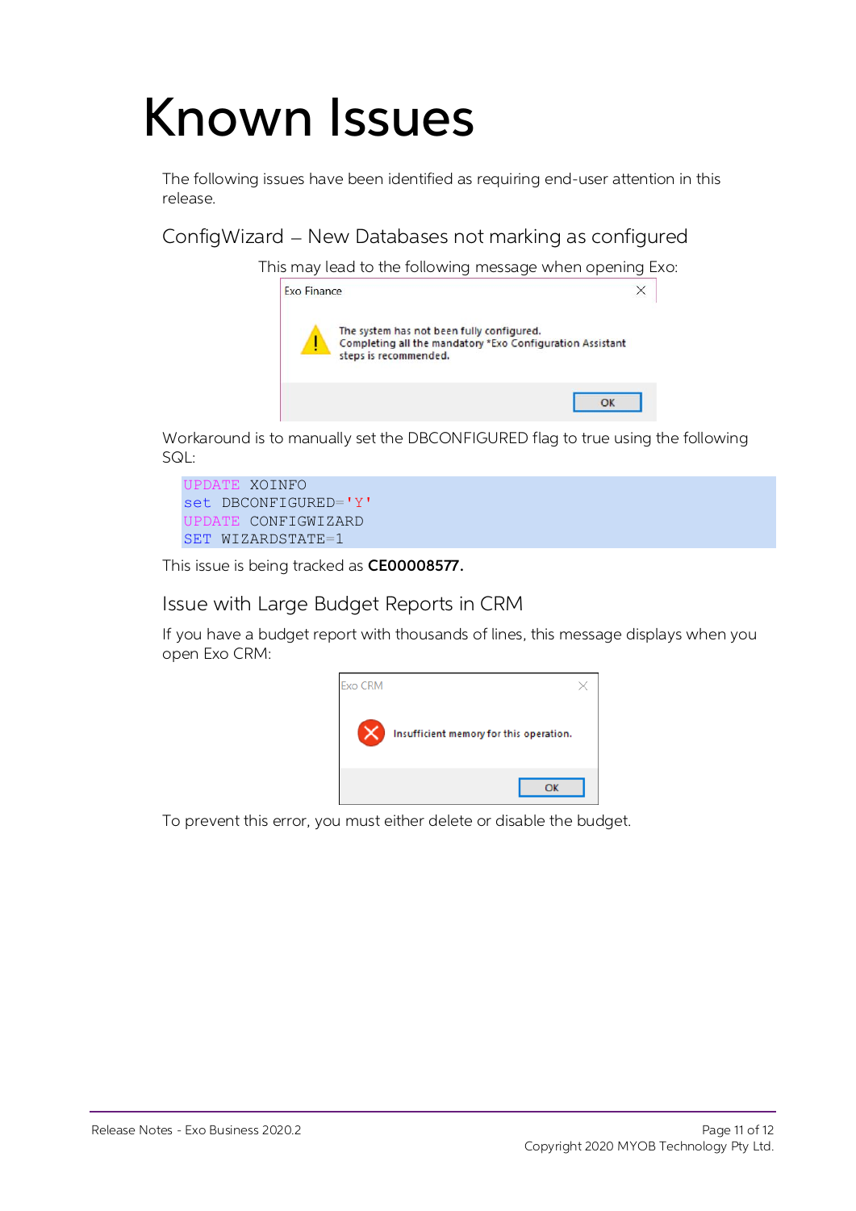# Known Issues

The following issues have been identified as requiring end-user attention in this release.

## ConfigWizard – New Databases not marking as configured

This may lead to the following message when opening Exo:

Workaround is to manually set the DBCONFIGURED flag to true using the following SQL:

```
UPDATE XOINFO
set DBCONFIGURED='Y'
UPDATE CONFIGWIZARD
SET WIZARDSTATE=1
```

This issue is being tracked as **CE00008577.**

## Issue with Large Budget Reports in CRM

If you have a budget report with thousands of lines, this message displays when you open Exo CRM:

To prevent this error, you must either delete or disable the budget.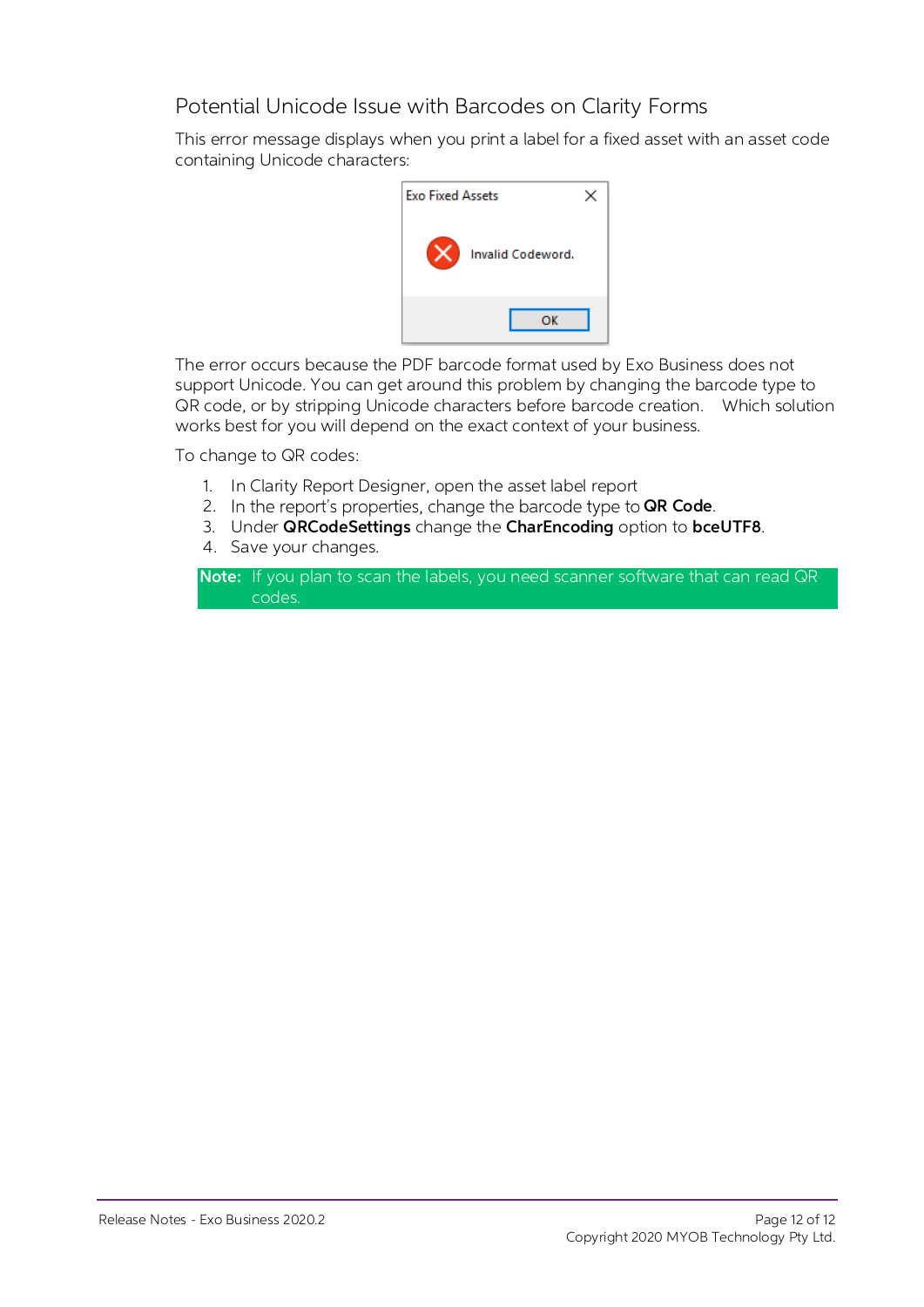## Potential Unicode Issue with Barcodes on Clarity Forms

This error message displays when you print a label for a fixed asset with an asset code containing Unicode characters:

Exo Fixed Assets

Invalid Codeword.

OK

The error occurs because the PDF barcode format used by Exo Business does not support Unicode. You can get around this problem by changing the barcode type to QR code, or by stripping Unicode characters before barcode creation. Which solution works best for you will depend on the exact context of your business.

To change to QR codes:

1. In Clarity Report Designer, open the asset label report
2. In the report's properties, change the barcode type to **QR Code**.
3. Under **QRCodeSettings** change the **CharEncoding** option to **bceUTF8**.
4. Save your changes.

**Note:** If you plan to scan the labels, you need scanner software that can read QR codes.